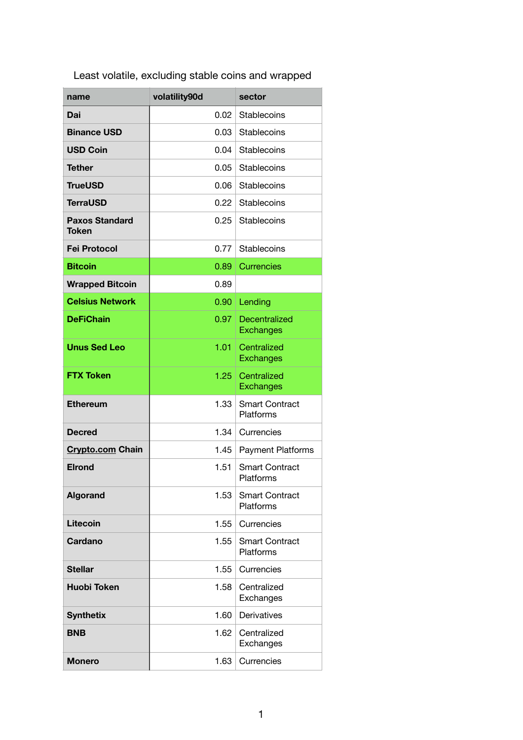Least volatile, excluding stable coins and wrapped

| name | volatility90d | sector |
| --- | --- | --- |
| Dai | 0.02 | Stablecoins |
| Binance USD | 0.03 | Stablecoins |
| USD Coin | 0.04 | Stablecoins |
| Tether | 0.05 | Stablecoins |
| TrueUSD | 0.06 | Stablecoins |
| TerraUSD | 0.22 | Stablecoins |
| Paxos Standard Token | 0.25 | Stablecoins |
| Fei Protocol | 0.77 | Stablecoins |
| Bitcoin | 0.89 | Currencies |
| Wrapped Bitcoin | 0.89 | |
| Celsius Network | 0.90 | Lending |
| DeFiChain | 0.97 | Decentralized Exchanges |
| Unus Sed Leo | 1.01 | Centralized Exchanges |
| FTX Token | 1.25 | Centralized Exchanges |
| Ethereum | 1.33 | Smart Contract Platforms |
| Decred | 1.34 | Currencies |
| Crypto.com Chain | 1.45 | Payment Platforms |
| Elrond | 1.51 | Smart Contract Platforms |
| Algorand | 1.53 | Smart Contract Platforms |
| Litecoin | 1.55 | Currencies |
| Cardano | 1.55 | Smart Contract Platforms |
| Stellar | 1.55 | Currencies |
| Huobi Token | 1.58 | Centralized Exchanges |
| Synthetix | 1.60 | Derivatives |
| BNB | 1.62 | Centralized Exchanges |
| Monero | 1.63 | Currencies |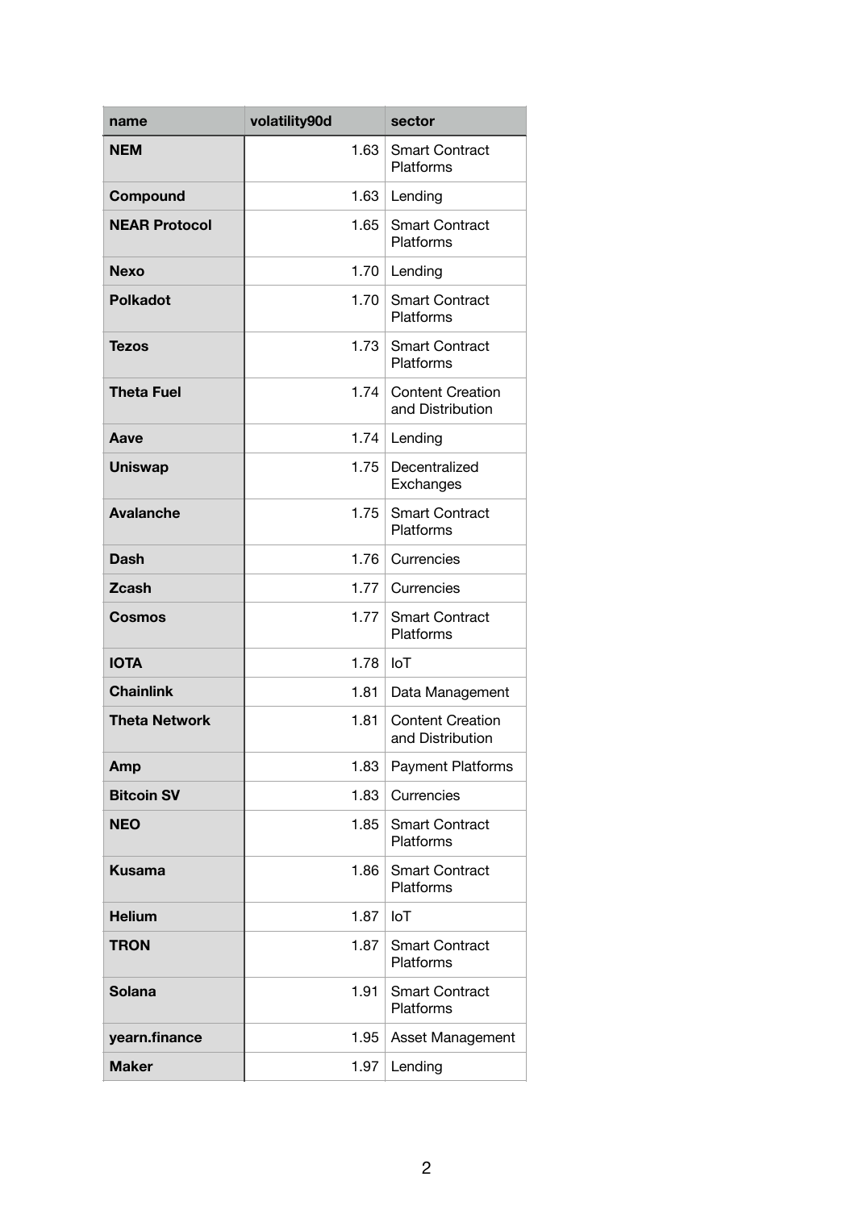| name | volatility90d | sector |
| --- | --- | --- |
| **NEM** | 1.63 | Smart Contract Platforms |
| **Compound** | 1.63 | Lending |
| **NEAR Protocol** | 1.65 | Smart Contract Platforms |
| **Nexo** | 1.70 | Lending |
| **Polkadot** | 1.70 | Smart Contract Platforms |
| **Tezos** | 1.73 | Smart Contract Platforms |
| **Theta Fuel** | 1.74 | Content Creation and Distribution |
| **Aave** | 1.74 | Lending |
| **Uniswap** | 1.75 | Decentralized Exchanges |
| **Avalanche** | 1.75 | Smart Contract Platforms |
| **Dash** | 1.76 | Currencies |
| **Zcash** | 1.77 | Currencies |
| **Cosmos** | 1.77 | Smart Contract Platforms |
| **IOTA** | 1.78 | IoT |
| **Chainlink** | 1.81 | Data Management |
| **Theta Network** | 1.81 | Content Creation and Distribution |
| **Amp** | 1.83 | Payment Platforms |
| **Bitcoin SV** | 1.83 | Currencies |
| **NEO** | 1.85 | Smart Contract Platforms |
| **Kusama** | 1.86 | Smart Contract Platforms |
| **Helium** | 1.87 | IoT |
| **TRON** | 1.87 | Smart Contract Platforms |
| **Solana** | 1.91 | Smart Contract Platforms |
| **yearn.finance** | 1.95 | Asset Management |
| **Maker** | 1.97 | Lending |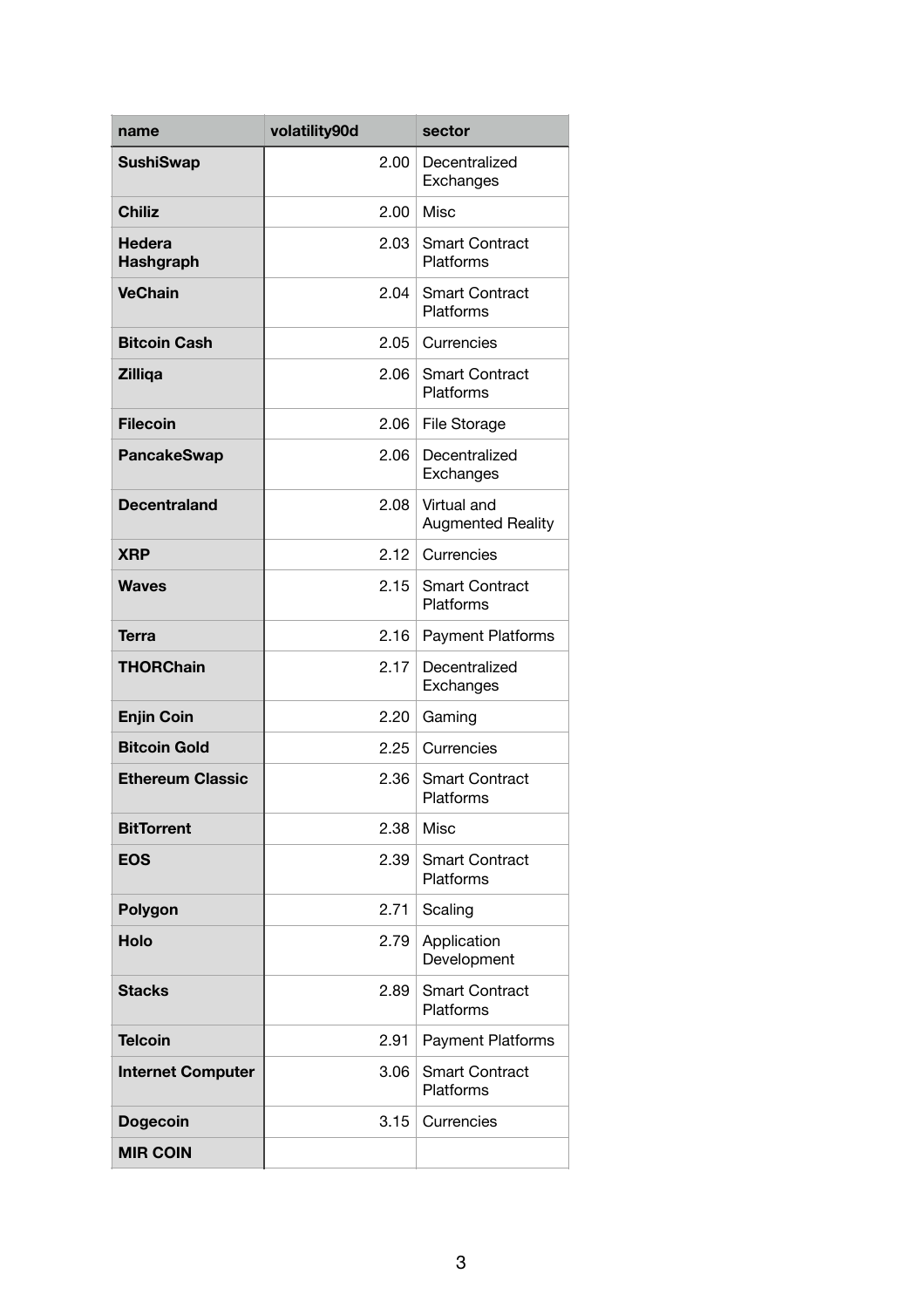| name | volatility90d | sector |
|---|---|---|
| **SushiSwap** | 2.00 | Decentralized Exchanges |
| **Chiliz** | 2.00 | Misc |
| **Hedera Hashgraph** | 2.03 | Smart Contract Platforms |
| **VeChain** | 2.04 | Smart Contract Platforms |
| **Bitcoin Cash** | 2.05 | Currencies |
| **Zilliqa** | 2.06 | Smart Contract Platforms |
| **Filecoin** | 2.06 | File Storage |
| **PancakeSwap** | 2.06 | Decentralized Exchanges |
| **Decentraland** | 2.08 | Virtual and Augmented Reality |
| **XRP** | 2.12 | Currencies |
| **Waves** | 2.15 | Smart Contract Platforms |
| **Terra** | 2.16 | Payment Platforms |
| **THORChain** | 2.17 | Decentralized Exchanges |
| **Enjin Coin** | 2.20 | Gaming |
| **Bitcoin Gold** | 2.25 | Currencies |
| **Ethereum Classic** | 2.36 | Smart Contract Platforms |
| **BitTorrent** | 2.38 | Misc |
| **EOS** | 2.39 | Smart Contract Platforms |
| **Polygon** | 2.71 | Scaling |
| **Holo** | 2.79 | Application Development |
| **Stacks** | 2.89 | Smart Contract Platforms |
| **Telcoin** | 2.91 | Payment Platforms |
| **Internet Computer** | 3.06 | Smart Contract Platforms |
| **Dogecoin** | 3.15 | Currencies |
| **MIR COIN** | | |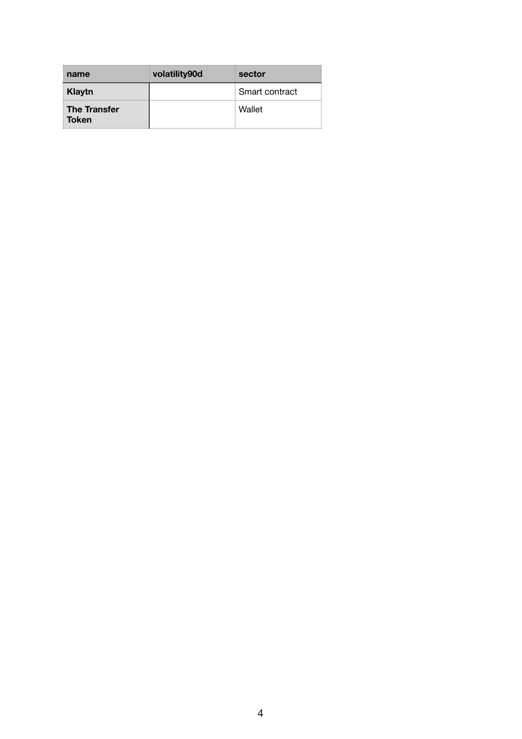| name | volatility90d | sector |
| --- | --- | --- |
| **Klaytn** | | Smart contract |
| **The Transfer Token** | | Wallet |